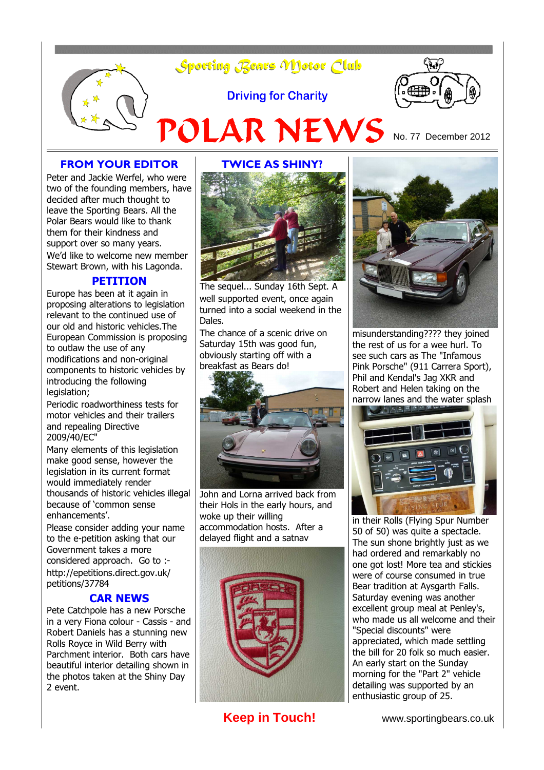# Sporting Bears Motor Club

Driving for Charity

# POLAR NEWS

No. 77 December 2012

## FROM YOUR EDITOR

Peter and Jackie Werfel, who were two of the founding members, have decided after much thought to leave the Sporting Bears. All the Polar Bears would like to thank them for their kindness and support over so many years.

We'd like to welcome new member Stewart Brown, with his Lagonda.

## PETITION

Europe has been at it again in proposing alterations to legislation relevant to the continued use of our old and historic vehicles.The European Commission is proposing to outlaw the use of any modifications and non-original components to historic vehicles by introducing the following legislation;

Periodic roadworthiness tests for motor vehicles and their trailers and repealing Directive 2009/40/EC"

Many elements of this legislation make good sense, however the legislation in its current format would immediately render thousands of historic vehicles illegal because of 'common sense enhancements'.

Please consider adding your name to the e-petition asking that our Government takes a more considered approach. Go to :- http://epetitions.direct.gov.uk/petitions/37784

## CAR NEWS

Pete Catchpole has a new Porsche in a very Fiona colour - Cassis - and Robert Daniels has a stunning new Rolls Royce in Wild Berry with Parchment interior. Both cars have beautiful interior detailing shown in the photos taken at the Shiny Day 2 event.

## TWICE AS SHINY?

The sequel... Sunday 16th Sept. A well supported event, once again turned into a social weekend in the Dales.

The chance of a scenic drive on Saturday 15th was good fun, obviously starting off with a breakfast as Bears do!

John and Lorna arrived back from their Hols in the early hours, and woke up their willing accommodation hosts. After a delayed flight and a satnav misunderstanding???? they joined the rest of us for a wee hurl. To see such cars as The "Infamous Pink Porsche" (911 Carrera Sport), Phil and Kendal's Jag XKR and Robert and Helen taking on the narrow lanes and the water splash in their Rolls (Flying Spur Number 50 of 50) was quite a spectacle. The sun shone brightly just as we had ordered and remarkably no one got lost! More tea and stickies were of course consumed in true Bear tradition at Aysgarth Falls. Saturday evening was another excellent group meal at Penley's, who made us all welcome and their "Special discounts" were appreciated, which made settling the bill for 20 folk so much easier. An early start on the Sunday morning for the "Part 2" vehicle detailing was supported by an enthusiastic group of 25.

**Keep in Touch!**

www.sportingbears.co.uk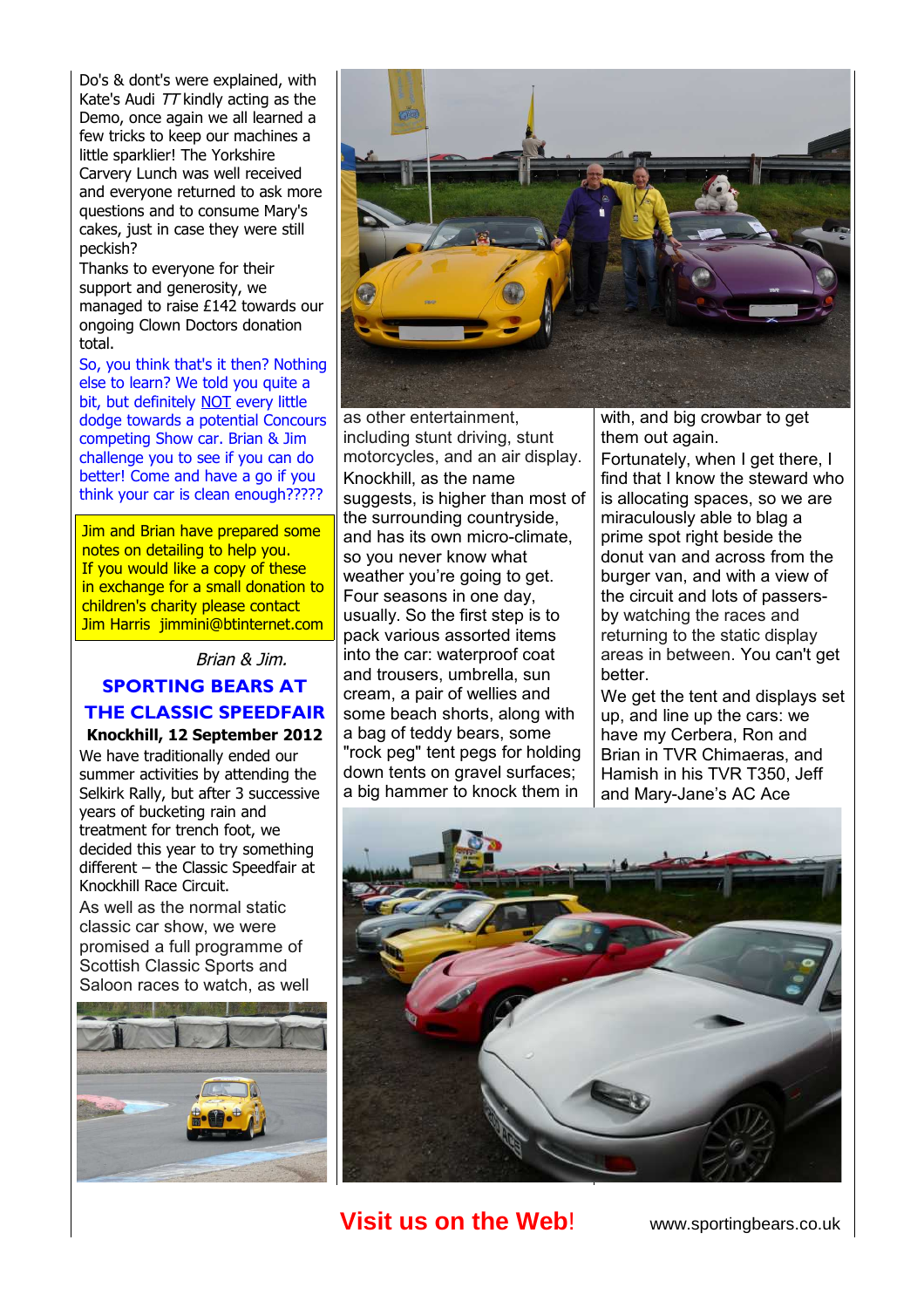Do's & dont's were explained, with Kate's Audi *TT* kindly acting as the Demo, once again we all learned a few tricks to keep our machines a little sparklier! The Yorkshire Carvery Lunch was well received and everyone returned to ask more questions and to consume Mary's cakes, just in case they were still peckish?

Thanks to everyone for their support and generosity, we managed to raise £142 towards our ongoing Clown Doctors donation total.

So, you think that's it then? Nothing else to learn? We told you quite a bit, but definitely NOT every little dodge towards a potential Concours competing Show car. Brian & Jim challenge you to see if you can do better! Come and have a go if you think your car is clean enough?????

Jim and Brian have prepared some notes on detailing to help you.
If you would like a copy of these in exchange for a small donation to children's charity please contact Jim Harris jimmini@btinternet.com

*Brian & Jim.*

## SPORTING BEARS AT THE CLASSIC SPEEDFAIR

**Knockhill, 12 September 2012**

We have traditionally ended our summer activities by attending the Selkirk Rally, but after 3 successive years of bucketing rain and treatment for trench foot, we decided this year to try something different – the Classic Speedfair at Knockhill Race Circuit.

As well as the normal static classic car show, we were promised a full programme of Scottish Classic Sports and Saloon races to watch, as well as other entertainment, including stunt driving, stunt motorcycles, and an air display.

Knockhill, as the name suggests, is higher than most of the surrounding countryside, and has its own micro-climate, so you never know what weather you're going to get. Four seasons in one day, usually. So the first step is to pack various assorted items into the car: waterproof coat and trousers, umbrella, sun cream, a pair of wellies and some beach shorts, along with a bag of teddy bears, some "rock peg" tent pegs for holding down tents on gravel surfaces; a big hammer to knock them in with, and big crowbar to get them out again.

Fortunately, when I get there, I find that I know the steward who is allocating spaces, so we are miraculously able to blag a prime spot right beside the donut van and across from the burger van, and with a view of the circuit and lots of passers-by watching the races and returning to the static display areas in between. You can't get better.

We get the tent and displays set up, and line up the cars: we have my Cerbera, Ron and Brian in TVR Chimaeras, and Hamish in his TVR T350, Jeff and Mary-Jane's AC Ace

**Visit us on the Web!** www.sportingbears.co.uk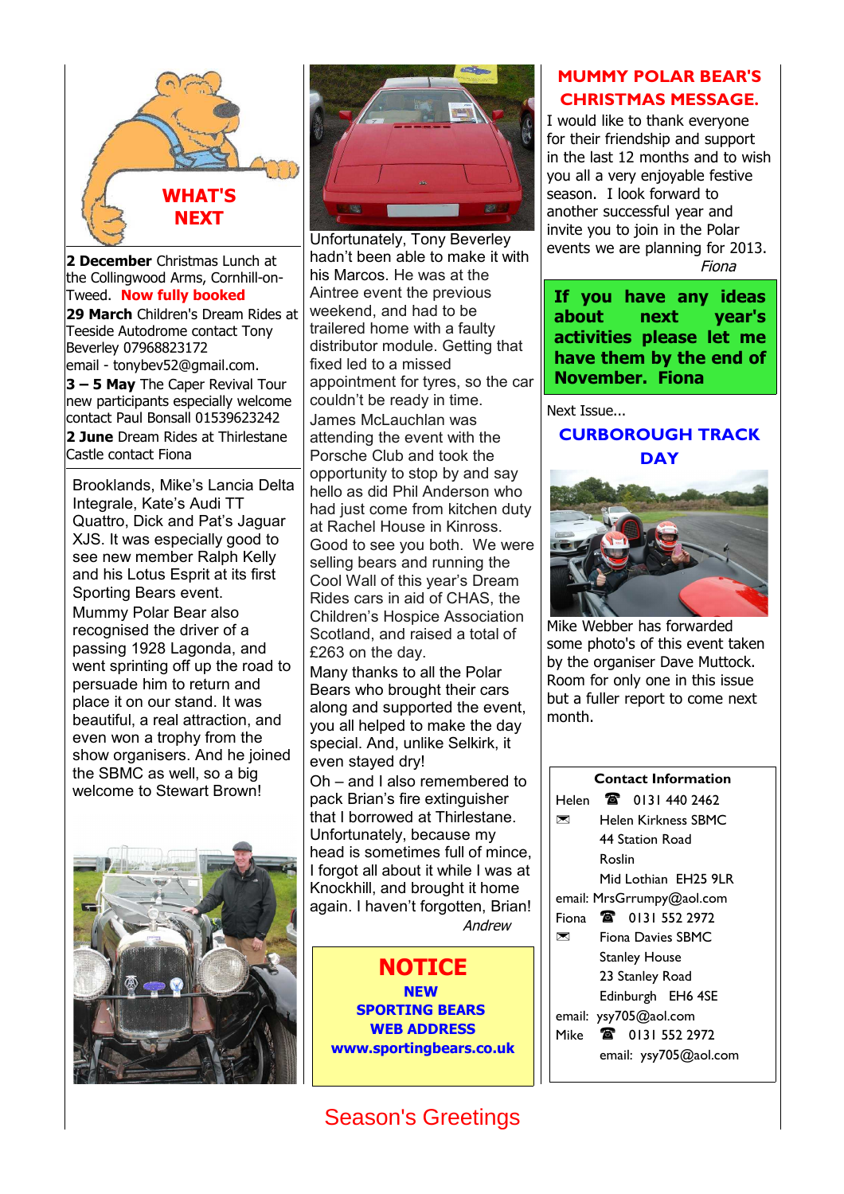## WHAT'S NEXT

**2 December** Christmas Lunch at the Collingwood Arms, Cornhill-on-Tweed. **Now fully booked**

**29 March** Children's Dream Rides at Teeside Autodrome contact Tony Beverley 07968823172 email - tonybev52@gmail.com.

**3 – 5 May** The Caper Revival Tour new participants especially welcome contact Paul Bonsall 01539623242

**2 June** Dream Rides at Thirlestane Castle contact Fiona

Brooklands, Mike's Lancia Delta Integrale, Kate's Audi TT Quattro, Dick and Pat's Jaguar XJS. It was especially good to see new member Ralph Kelly and his Lotus Esprit at its first Sporting Bears event.

Mummy Polar Bear also recognised the driver of a passing 1928 Lagonda, and went sprinting off up the road to persuade him to return and place it on our stand. It was beautiful, a real attraction, and even won a trophy from the show organisers. And he joined the SBMC as well, so a big welcome to Stewart Brown!

Unfortunately, Tony Beverley hadn't been able to make it with his Marcos. He was at the Aintree event the previous weekend, and had to be trailered home with a faulty distributor module. Getting that fixed led to a missed appointment for tyres, so the car couldn't be ready in time.

James McLauchlan was attending the event with the Porsche Club and took the opportunity to stop by and say hello as did Phil Anderson who had just come from kitchen duty at Rachel House in Kinross. Good to see you both. We were selling bears and running the Cool Wall of this year's Dream Rides cars in aid of CHAS, the Children's Hospice Association Scotland, and raised a total of £263 on the day.

Many thanks to all the Polar Bears who brought their cars along and supported the event, you all helped to make the day special. And, unlike Selkirk, it even stayed dry!

Oh – and I also remembered to pack Brian's fire extinguisher that I borrowed at Thirlestane. Unfortunately, because my head is sometimes full of mince, I forgot all about it while I was at Knockhill, and brought it home again. I haven't forgotten, Brian!

*Andrew*

## NOTICE

**NEW SPORTING BEARS WEB ADDRESS**

**www.sportingbears.co.uk**

## MUMMY POLAR BEAR'S CHRISTMAS MESSAGE.

I would like to thank everyone for their friendship and support in the last 12 months and to wish you all a very enjoyable festive season. I look forward to another successful year and invite you to join in the Polar events we are planning for 2013.

*Fiona*

**If you have any ideas about next year's activities please let me have them by the end of November. Fiona**

Next Issue...

## CURBOROUGH TRACK DAY

Mike Webber has forwarded some photo's of this event taken by the organiser Dave Muttock. Room for only one in this issue but a fuller report to come next month.

**Contact Information**

Helen ☎ 0131 440 2462
✉ Helen Kirkness SBMC
44 Station Road
Roslin
Mid Lothian EH25 9LR
email: MrsGrrumpy@aol.com

Fiona ☎ 0131 552 2972
✉ Fiona Davies SBMC
Stanley House
23 Stanley Road
Edinburgh EH6 4SE
email: ysy705@aol.com

Mike ☎ 0131 552 2972
email: ysy705@aol.com

Season's Greetings